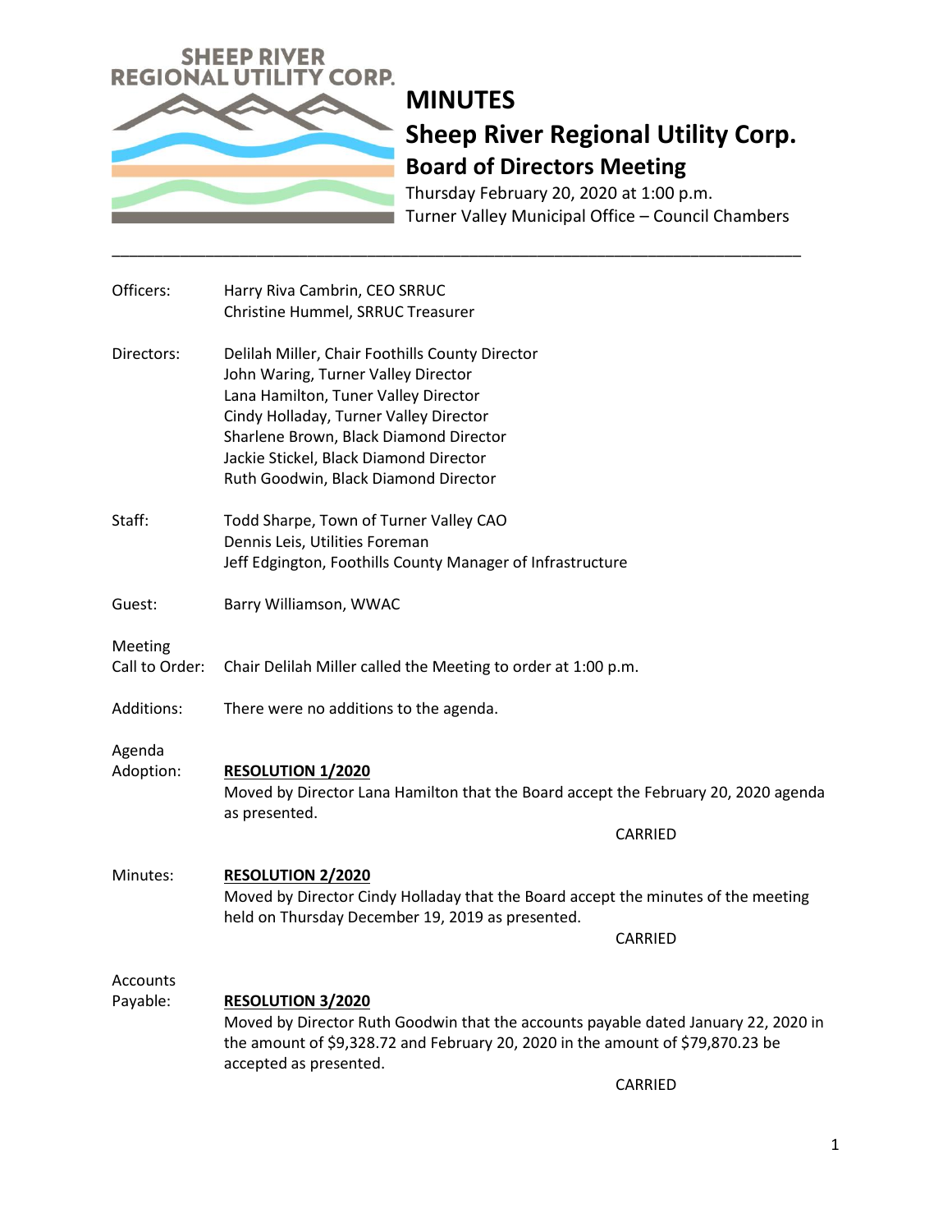SHEEP RIVER REGIONAL UTILITY CORP.

# MINUTES

## Sheep River Regional Utility Corp.

### Board of Directors Meeting

Thursday February 20, 2020 at 1:00 p.m.
Turner Valley Municipal Office – Council Chambers

---

Officers: Harry Riva Cambrin, CEO SRRUC
Christine Hummel, SRRUC Treasurer

Directors: Delilah Miller, Chair Foothills County Director
John Waring, Turner Valley Director
Lana Hamilton, Tuner Valley Director
Cindy Holladay, Turner Valley Director
Sharlene Brown, Black Diamond Director
Jackie Stickel, Black Diamond Director
Ruth Goodwin, Black Diamond Director

Staff: Todd Sharpe, Town of Turner Valley CAO
Dennis Leis, Utilities Foreman
Jeff Edgington, Foothills County Manager of Infrastructure

Guest: Barry Williamson, WWAC

Meeting Call to Order: Chair Delilah Miller called the Meeting to order at 1:00 p.m.

Additions: There were no additions to the agenda.

Agenda Adoption: **RESOLUTION 1/2020**
Moved by Director Lana Hamilton that the Board accept the February 20, 2020 agenda as presented.

CARRIED

Minutes: **RESOLUTION 2/2020**
Moved by Director Cindy Holladay that the Board accept the minutes of the meeting held on Thursday December 19, 2019 as presented.

CARRIED

Accounts Payable: **RESOLUTION 3/2020**
Moved by Director Ruth Goodwin that the accounts payable dated January 22, 2020 in the amount of $9,328.72 and February 20, 2020 in the amount of $79,870.23 be accepted as presented.

CARRIED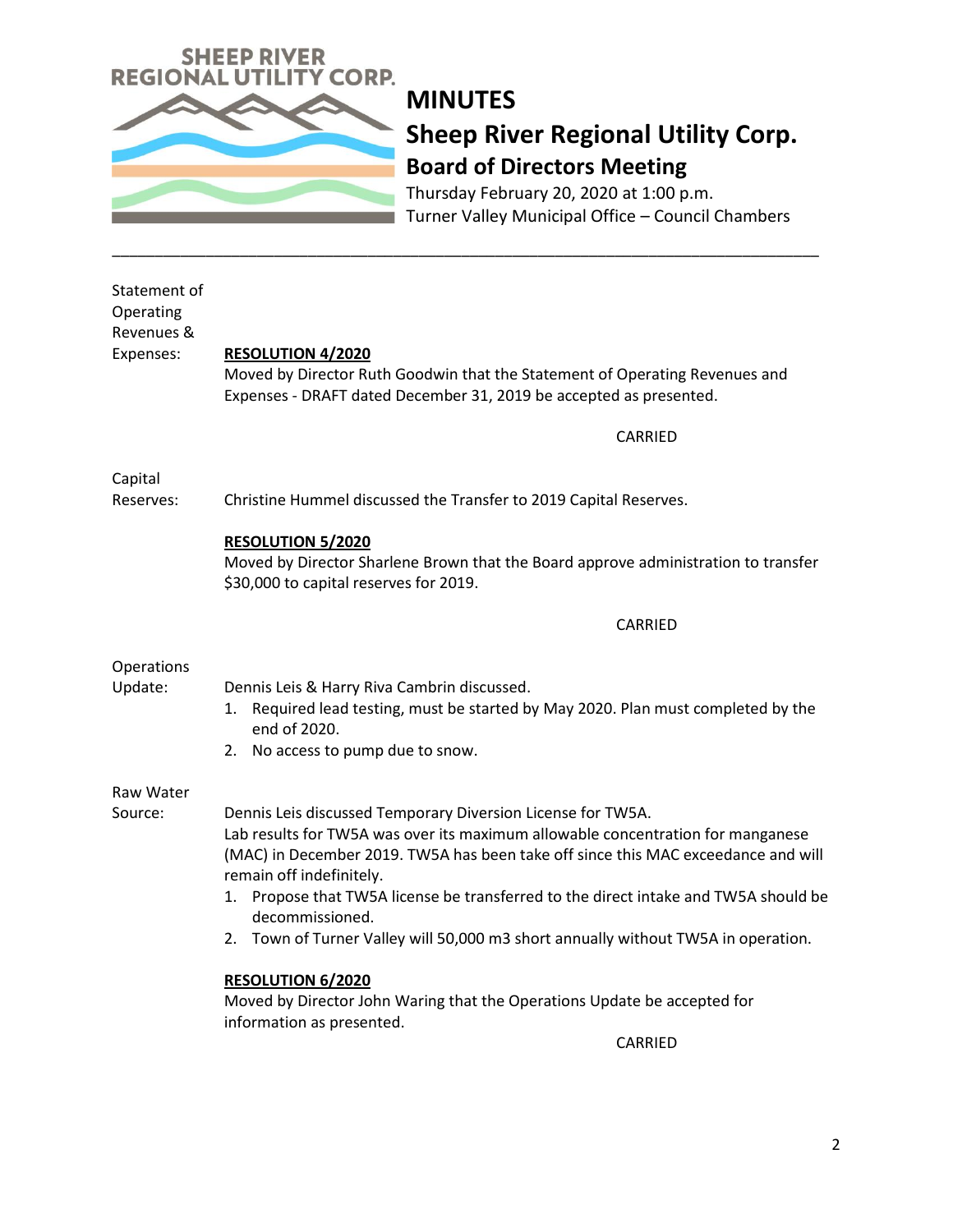# MINUTES

## Sheep River Regional Utility Corp.

### Board of Directors Meeting

Thursday February 20, 2020 at 1:00 p.m.
Turner Valley Municipal Office – Council Chambers

---

**Statement of Operating Revenues & Expenses:**

**RESOLUTION 4/2020**
Moved by Director Ruth Goodwin that the Statement of Operating Revenues and Expenses - DRAFT dated December 31, 2019 be accepted as presented.

CARRIED

**Capital Reserves:**

Christine Hummel discussed the Transfer to 2019 Capital Reserves.

**RESOLUTION 5/2020**
Moved by Director Sharlene Brown that the Board approve administration to transfer $30,000 to capital reserves for 2019.

CARRIED

**Operations Update:**

Dennis Leis & Harry Riva Cambrin discussed.

1. Required lead testing, must be started by May 2020. Plan must completed by the end of 2020.
2. No access to pump due to snow.

**Raw Water Source:**

Dennis Leis discussed Temporary Diversion License for TW5A.
Lab results for TW5A was over its maximum allowable concentration for manganese (MAC) in December 2019. TW5A has been take off since this MAC exceedance and will remain off indefinitely.

1. Propose that TW5A license be transferred to the direct intake and TW5A should be decommissioned.
2. Town of Turner Valley will 50,000 m3 short annually without TW5A in operation.

**RESOLUTION 6/2020**
Moved by Director John Waring that the Operations Update be accepted for information as presented.

CARRIED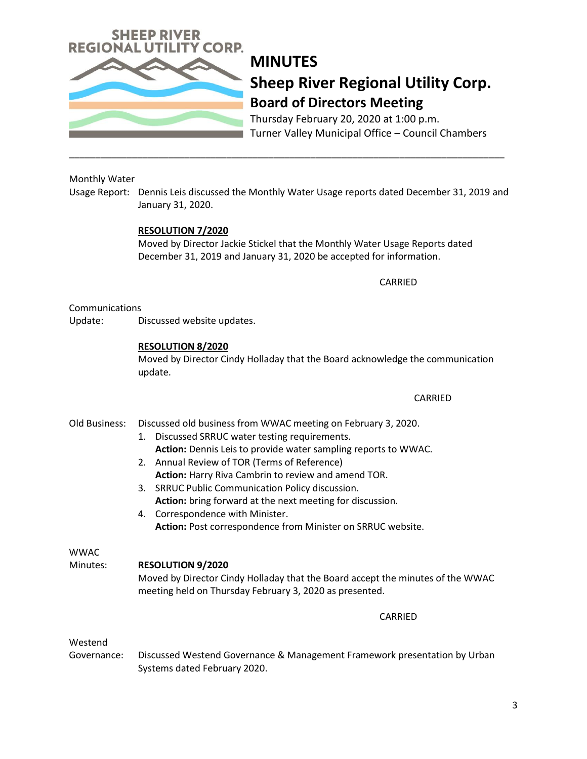SHEEP RIVER REGIONAL UTILITY CORP.

# MINUTES

## Sheep River Regional Utility Corp.

### Board of Directors Meeting

Thursday February 20, 2020 at 1:00 p.m.
Turner Valley Municipal Office – Council Chambers

---

**Monthly Water Usage Report:** Dennis Leis discussed the Monthly Water Usage reports dated December 31, 2019 and January 31, 2020.

**RESOLUTION 7/2020**
Moved by Director Jackie Stickel that the Monthly Water Usage Reports dated December 31, 2019 and January 31, 2020 be accepted for information.

CARRIED

**Communications Update:** Discussed website updates.

**RESOLUTION 8/2020**
Moved by Director Cindy Holladay that the Board acknowledge the communication update.

CARRIED

**Old Business:** Discussed old business from WWAC meeting on February 3, 2020.

1. Discussed SRRUC water testing requirements.
   **Action:** Dennis Leis to provide water sampling reports to WWAC.
2. Annual Review of TOR (Terms of Reference)
   **Action:** Harry Riva Cambrin to review and amend TOR.
3. SRRUC Public Communication Policy discussion.
   **Action:** bring forward at the next meeting for discussion.
4. Correspondence with Minister.
   **Action:** Post correspondence from Minister on SRRUC website.

**WWAC Minutes:**

**RESOLUTION 9/2020**
Moved by Director Cindy Holladay that the Board accept the minutes of the WWAC meeting held on Thursday February 3, 2020 as presented.

CARRIED

**Westend Governance:** Discussed Westend Governance & Management Framework presentation by Urban Systems dated February 2020.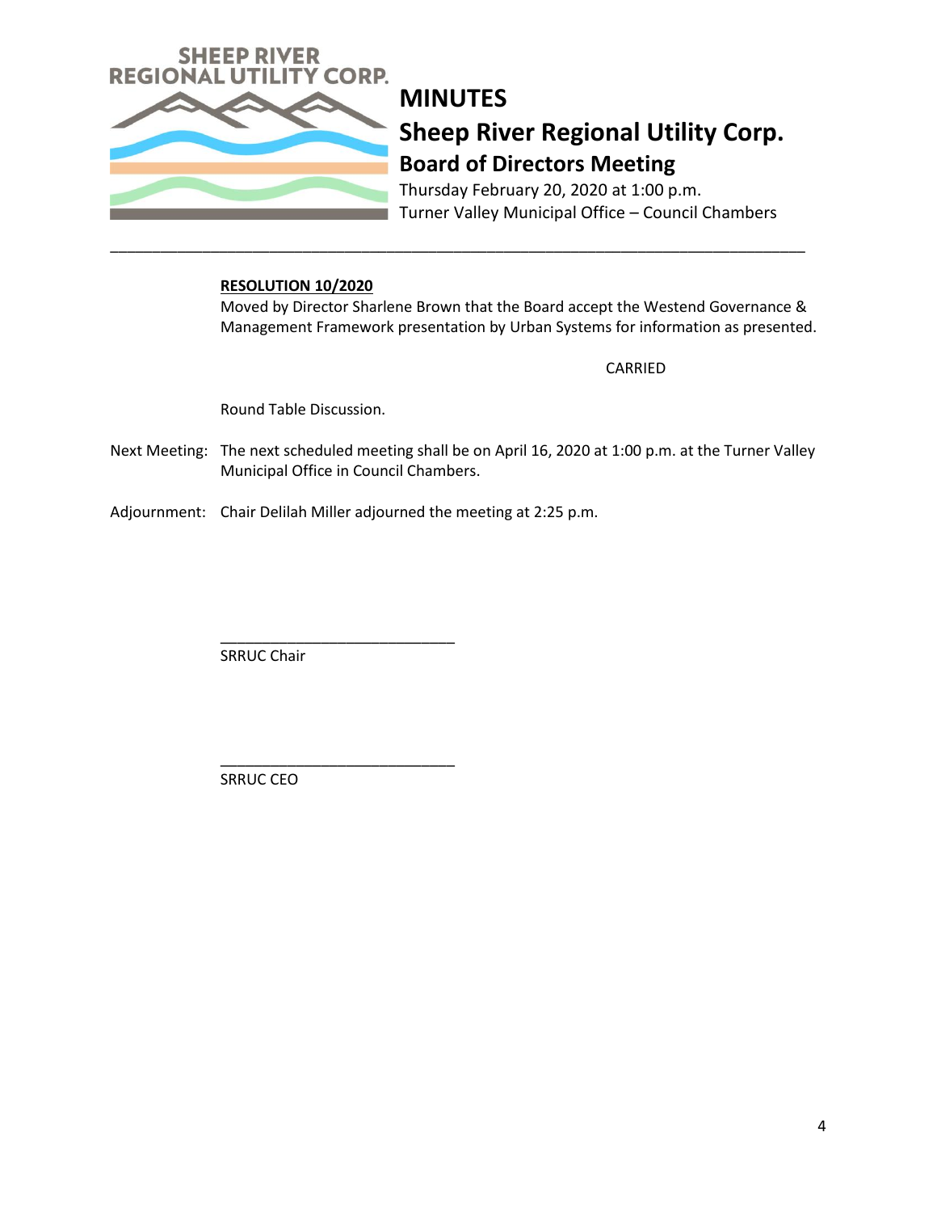# MINUTES

## Sheep River Regional Utility Corp.

### Board of Directors Meeting

Thursday February 20, 2020 at 1:00 p.m.
Turner Valley Municipal Office – Council Chambers

---

**RESOLUTION 10/2020**

Moved by Director Sharlene Brown that the Board accept the Westend Governance & Management Framework presentation by Urban Systems for information as presented.

CARRIED

Round Table Discussion.

Next Meeting: The next scheduled meeting shall be on April 16, 2020 at 1:00 p.m. at the Turner Valley Municipal Office in Council Chambers.

Adjournment: Chair Delilah Miller adjourned the meeting at 2:25 p.m.

\_\_\_\_\_\_\_\_\_\_\_\_\_\_\_\_\_\_\_\_\_\_\_\_\_\_\_\_

SRRUC Chair

\_\_\_\_\_\_\_\_\_\_\_\_\_\_\_\_\_\_\_\_\_\_\_\_\_\_\_\_

SRRUC CEO